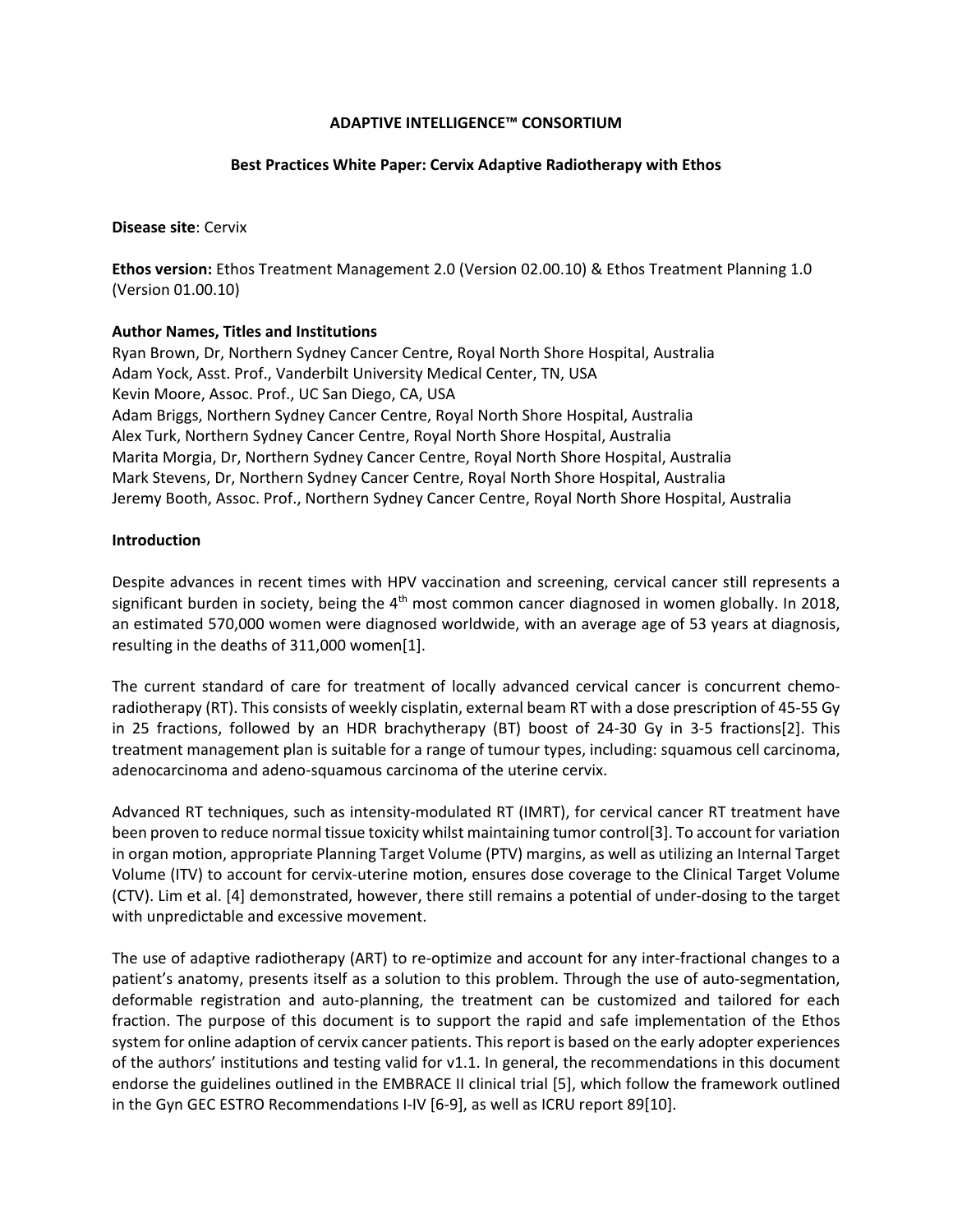# ADAPTIVE INTELLIGENCE™ CONSORTIUM

## Best Practices White Paper: Cervix Adaptive Radiotherapy with Ethos

**Disease site**: Cervix

**Ethos version:** Ethos Treatment Management 2.0 (Version 02.00.10) & Ethos Treatment Planning 1.0 (Version 01.00.10)

**Author Names, Titles and Institutions**

Ryan Brown, Dr, Northern Sydney Cancer Centre, Royal North Shore Hospital, Australia
Adam Yock, Asst. Prof., Vanderbilt University Medical Center, TN, USA
Kevin Moore, Assoc. Prof., UC San Diego, CA, USA
Adam Briggs, Northern Sydney Cancer Centre, Royal North Shore Hospital, Australia
Alex Turk, Northern Sydney Cancer Centre, Royal North Shore Hospital, Australia
Marita Morgia, Dr, Northern Sydney Cancer Centre, Royal North Shore Hospital, Australia
Mark Stevens, Dr, Northern Sydney Cancer Centre, Royal North Shore Hospital, Australia
Jeremy Booth, Assoc. Prof., Northern Sydney Cancer Centre, Royal North Shore Hospital, Australia

**Introduction**

Despite advances in recent times with HPV vaccination and screening, cervical cancer still represents a significant burden in society, being the 4$^{th}$ most common cancer diagnosed in women globally. In 2018, an estimated 570,000 women were diagnosed worldwide, with an average age of 53 years at diagnosis, resulting in the deaths of 311,000 women[1].

The current standard of care for treatment of locally advanced cervical cancer is concurrent chemo-radiotherapy (RT). This consists of weekly cisplatin, external beam RT with a dose prescription of 45-55 Gy in 25 fractions, followed by an HDR brachytherapy (BT) boost of 24-30 Gy in 3-5 fractions[2]. This treatment management plan is suitable for a range of tumour types, including: squamous cell carcinoma, adenocarcinoma and adeno-squamous carcinoma of the uterine cervix.

Advanced RT techniques, such as intensity-modulated RT (IMRT), for cervical cancer RT treatment have been proven to reduce normal tissue toxicity whilst maintaining tumor control[3]. To account for variation in organ motion, appropriate Planning Target Volume (PTV) margins, as well as utilizing an Internal Target Volume (ITV) to account for cervix-uterine motion, ensures dose coverage to the Clinical Target Volume (CTV). Lim et al. [4] demonstrated, however, there still remains a potential of under-dosing to the target with unpredictable and excessive movement.

The use of adaptive radiotherapy (ART) to re-optimize and account for any inter-fractional changes to a patient's anatomy, presents itself as a solution to this problem. Through the use of auto-segmentation, deformable registration and auto-planning, the treatment can be customized and tailored for each fraction. The purpose of this document is to support the rapid and safe implementation of the Ethos system for online adaption of cervix cancer patients. This report is based on the early adopter experiences of the authors' institutions and testing valid for v1.1. In general, the recommendations in this document endorse the guidelines outlined in the EMBRACE II clinical trial [5], which follow the framework outlined in the Gyn GEC ESTRO Recommendations I-IV [6-9], as well as ICRU report 89[10].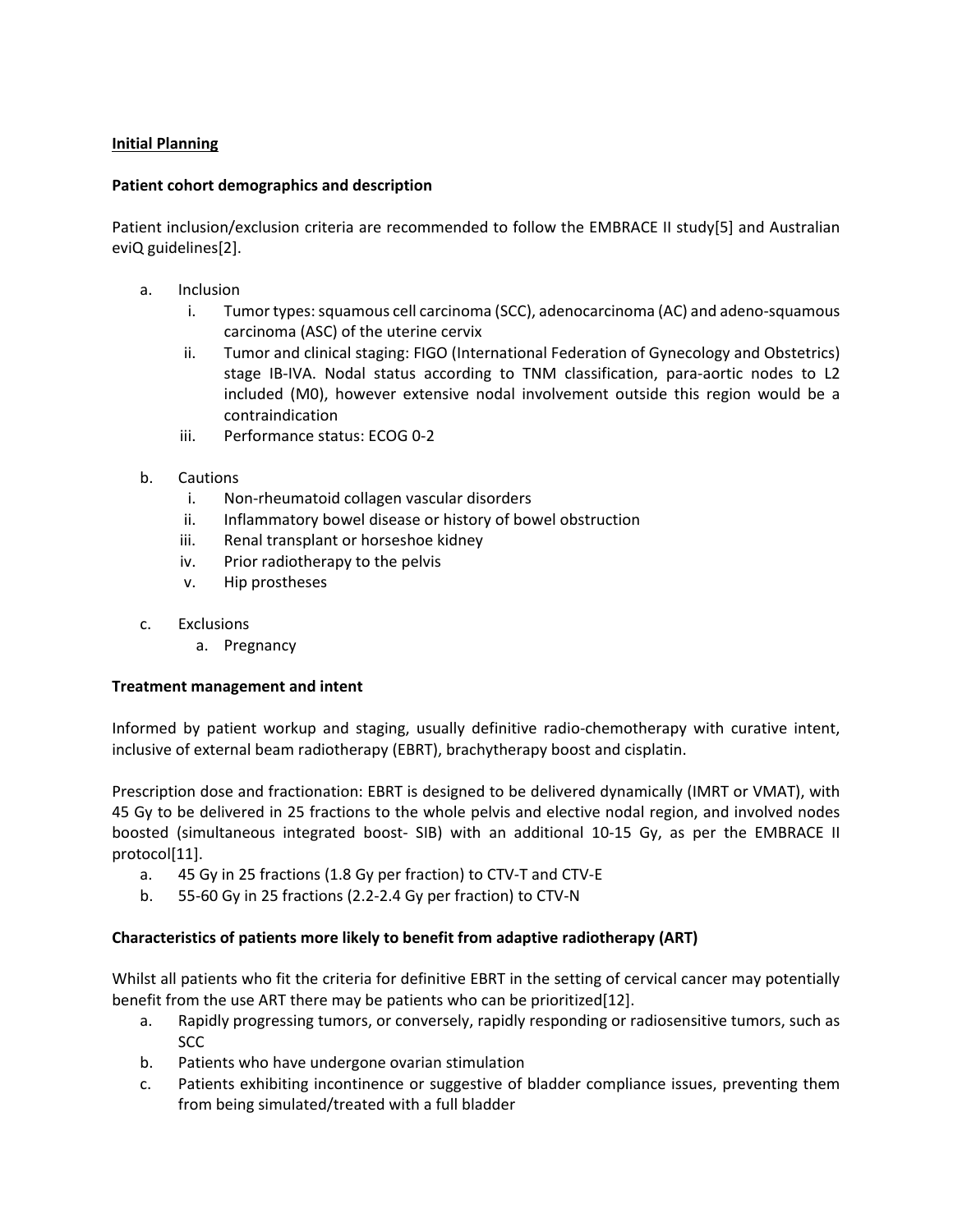**Initial Planning**

**Patient cohort demographics and description**

Patient inclusion/exclusion criteria are recommended to follow the EMBRACE II study[5] and Australian eviQ guidelines[2].

a. Inclusion
   i. Tumor types: squamous cell carcinoma (SCC), adenocarcinoma (AC) and adeno-squamous carcinoma (ASC) of the uterine cervix
   ii. Tumor and clinical staging: FIGO (International Federation of Gynecology and Obstetrics) stage IB-IVA. Nodal status according to TNM classification, para-aortic nodes to L2 included (M0), however extensive nodal involvement outside this region would be a contraindication
   iii. Performance status: ECOG 0-2

b. Cautions
   i. Non-rheumatoid collagen vascular disorders
   ii. Inflammatory bowel disease or history of bowel obstruction
   iii. Renal transplant or horseshoe kidney
   iv. Prior radiotherapy to the pelvis
   v. Hip prostheses

c. Exclusions
   a. Pregnancy

**Treatment management and intent**

Informed by patient workup and staging, usually definitive radio-chemotherapy with curative intent, inclusive of external beam radiotherapy (EBRT), brachytherapy boost and cisplatin.

Prescription dose and fractionation: EBRT is designed to be delivered dynamically (IMRT or VMAT), with 45 Gy to be delivered in 25 fractions to the whole pelvis and elective nodal region, and involved nodes boosted (simultaneous integrated boost- SIB) with an additional 10-15 Gy, as per the EMBRACE II protocol[11].

a. 45 Gy in 25 fractions (1.8 Gy per fraction) to CTV-T and CTV-E
b. 55-60 Gy in 25 fractions (2.2-2.4 Gy per fraction) to CTV-N

**Characteristics of patients more likely to benefit from adaptive radiotherapy (ART)**

Whilst all patients who fit the criteria for definitive EBRT in the setting of cervical cancer may potentially benefit from the use ART there may be patients who can be prioritized[12].

a. Rapidly progressing tumors, or conversely, rapidly responding or radiosensitive tumors, such as SCC
b. Patients who have undergone ovarian stimulation
c. Patients exhibiting incontinence or suggestive of bladder compliance issues, preventing them from being simulated/treated with a full bladder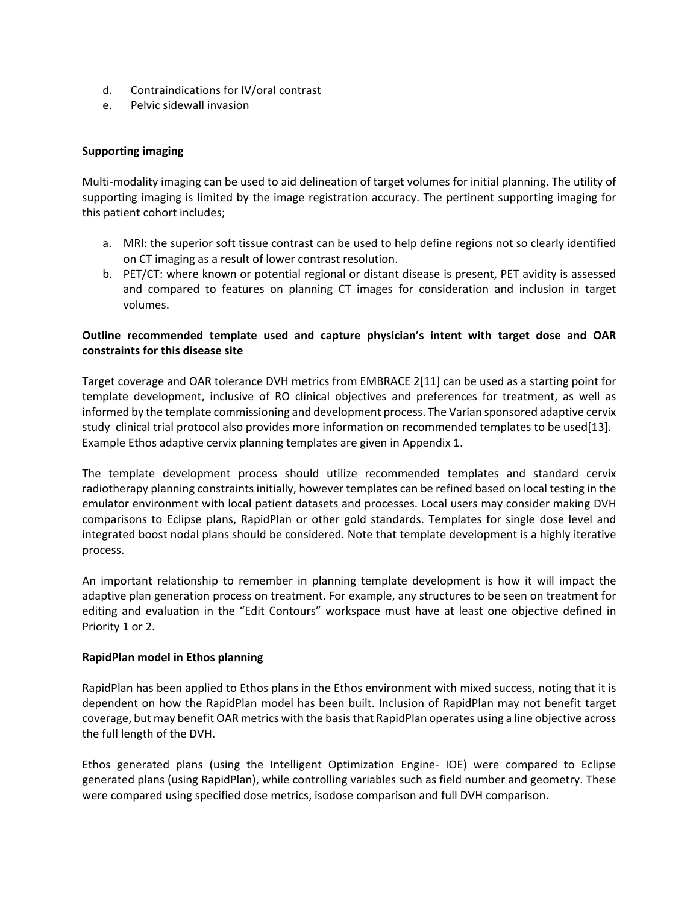d. Contraindications for IV/oral contrast
e. Pelvic sidewall invasion

**Supporting imaging**

Multi-modality imaging can be used to aid delineation of target volumes for initial planning. The utility of supporting imaging is limited by the image registration accuracy. The pertinent supporting imaging for this patient cohort includes;

a. MRI: the superior soft tissue contrast can be used to help define regions not so clearly identified on CT imaging as a result of lower contrast resolution.
b. PET/CT: where known or potential regional or distant disease is present, PET avidity is assessed and compared to features on planning CT images for consideration and inclusion in target volumes.

**Outline recommended template used and capture physician's intent with target dose and OAR constraints for this disease site**

Target coverage and OAR tolerance DVH metrics from EMBRACE 2[11] can be used as a starting point for template development, inclusive of RO clinical objectives and preferences for treatment, as well as informed by the template commissioning and development process. The Varian sponsored adaptive cervix study clinical trial protocol also provides more information on recommended templates to be used[13]. Example Ethos adaptive cervix planning templates are given in Appendix 1.

The template development process should utilize recommended templates and standard cervix radiotherapy planning constraints initially, however templates can be refined based on local testing in the emulator environment with local patient datasets and processes. Local users may consider making DVH comparisons to Eclipse plans, RapidPlan or other gold standards. Templates for single dose level and integrated boost nodal plans should be considered. Note that template development is a highly iterative process.

An important relationship to remember in planning template development is how it will impact the adaptive plan generation process on treatment. For example, any structures to be seen on treatment for editing and evaluation in the "Edit Contours" workspace must have at least one objective defined in Priority 1 or 2.

**RapidPlan model in Ethos planning**

RapidPlan has been applied to Ethos plans in the Ethos environment with mixed success, noting that it is dependent on how the RapidPlan model has been built. Inclusion of RapidPlan may not benefit target coverage, but may benefit OAR metrics with the basis that RapidPlan operates using a line objective across the full length of the DVH.

Ethos generated plans (using the Intelligent Optimization Engine- IOE) were compared to Eclipse generated plans (using RapidPlan), while controlling variables such as field number and geometry. These were compared using specified dose metrics, isodose comparison and full DVH comparison.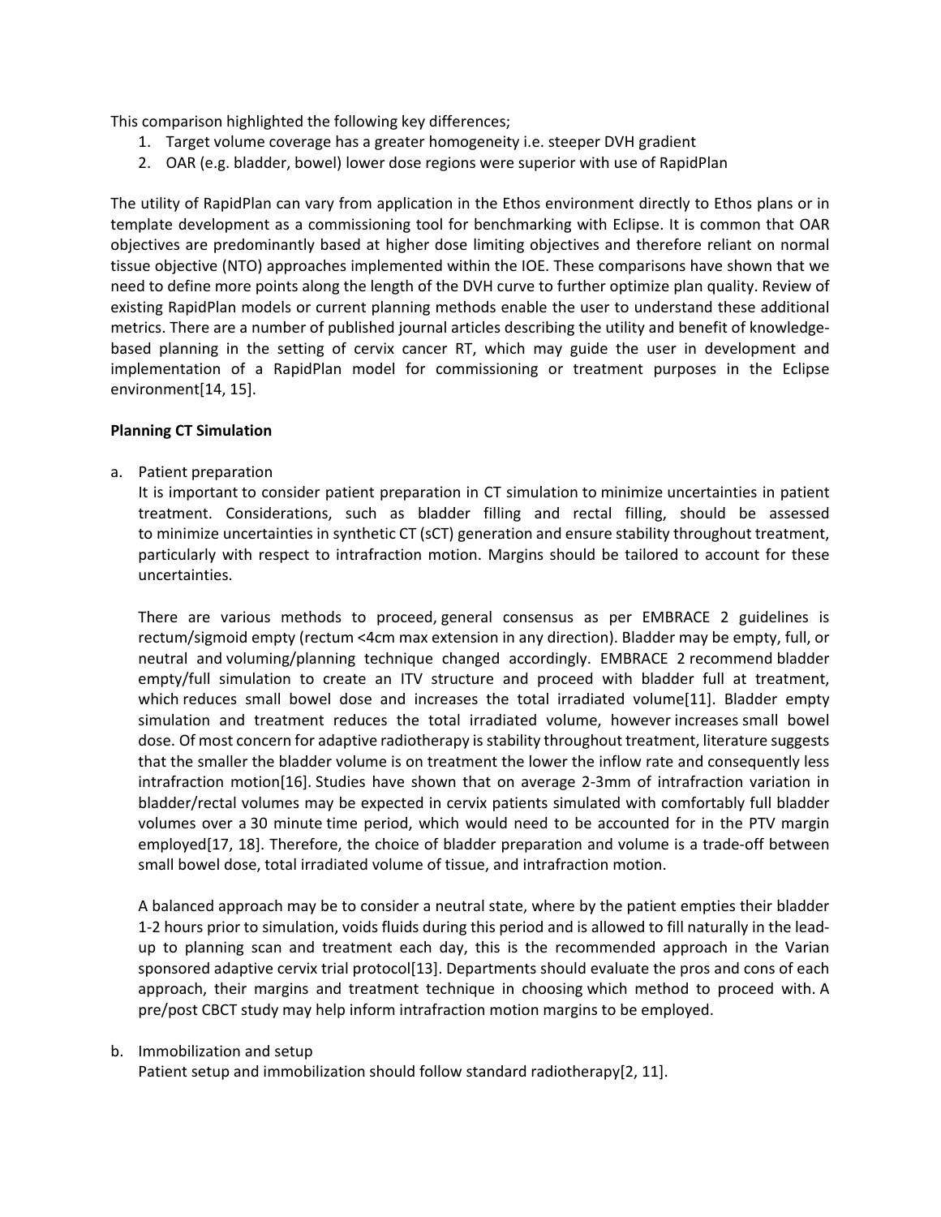This comparison highlighted the following key differences;

1. Target volume coverage has a greater homogeneity i.e. steeper DVH gradient
2. OAR (e.g. bladder, bowel) lower dose regions were superior with use of RapidPlan

The utility of RapidPlan can vary from application in the Ethos environment directly to Ethos plans or in template development as a commissioning tool for benchmarking with Eclipse. It is common that OAR objectives are predominantly based at higher dose limiting objectives and therefore reliant on normal tissue objective (NTO) approaches implemented within the IOE. These comparisons have shown that we need to define more points along the length of the DVH curve to further optimize plan quality. Review of existing RapidPlan models or current planning methods enable the user to understand these additional metrics. There are a number of published journal articles describing the utility and benefit of knowledge-based planning in the setting of cervix cancer RT, which may guide the user in development and implementation of a RapidPlan model for commissioning or treatment purposes in the Eclipse environment[14, 15].

**Planning CT Simulation**

a. Patient preparation

It is important to consider patient preparation in CT simulation to minimize uncertainties in patient treatment. Considerations, such as bladder filling and rectal filling, should be assessed to minimize uncertainties in synthetic CT (sCT) generation and ensure stability throughout treatment, particularly with respect to intrafraction motion. Margins should be tailored to account for these uncertainties.

There are various methods to proceed, general consensus as per EMBRACE 2 guidelines is rectum/sigmoid empty (rectum <4cm max extension in any direction). Bladder may be empty, full, or neutral and voluming/planning technique changed accordingly. EMBRACE 2 recommend bladder empty/full simulation to create an ITV structure and proceed with bladder full at treatment, which reduces small bowel dose and increases the total irradiated volume[11]. Bladder empty simulation and treatment reduces the total irradiated volume, however increases small bowel dose. Of most concern for adaptive radiotherapy is stability throughout treatment, literature suggests that the smaller the bladder volume is on treatment the lower the inflow rate and consequently less intrafraction motion[16]. Studies have shown that on average 2-3mm of intrafraction variation in bladder/rectal volumes may be expected in cervix patients simulated with comfortably full bladder volumes over a 30 minute time period, which would need to be accounted for in the PTV margin employed[17, 18]. Therefore, the choice of bladder preparation and volume is a trade-off between small bowel dose, total irradiated volume of tissue, and intrafraction motion.

A balanced approach may be to consider a neutral state, where by the patient empties their bladder 1-2 hours prior to simulation, voids fluids during this period and is allowed to fill naturally in the lead-up to planning scan and treatment each day, this is the recommended approach in the Varian sponsored adaptive cervix trial protocol[13]. Departments should evaluate the pros and cons of each approach, their margins and treatment technique in choosing which method to proceed with. A pre/post CBCT study may help inform intrafraction motion margins to be employed.

b. Immobilization and setup

Patient setup and immobilization should follow standard radiotherapy[2, 11].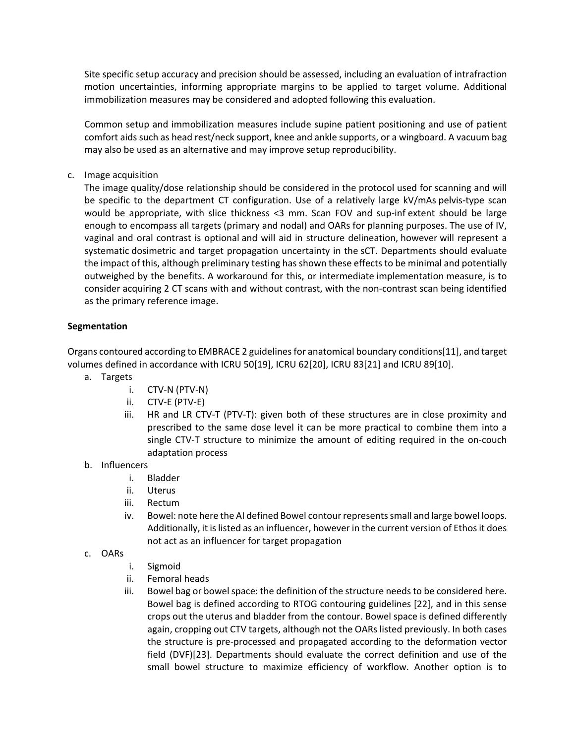Site specific setup accuracy and precision should be assessed, including an evaluation of intrafraction motion uncertainties, informing appropriate margins to be applied to target volume. Additional immobilization measures may be considered and adopted following this evaluation.

Common setup and immobilization measures include supine patient positioning and use of patient comfort aids such as head rest/neck support, knee and ankle supports, or a wingboard. A vacuum bag may also be used as an alternative and may improve setup reproducibility.

c. Image acquisition
   The image quality/dose relationship should be considered in the protocol used for scanning and will be specific to the department CT configuration. Use of a relatively large kV/mAs pelvis-type scan would be appropriate, with slice thickness <3 mm. Scan FOV and sup-inf extent should be large enough to encompass all targets (primary and nodal) and OARs for planning purposes. The use of IV, vaginal and oral contrast is optional and will aid in structure delineation, however will represent a systematic dosimetric and target propagation uncertainty in the sCT. Departments should evaluate the impact of this, although preliminary testing has shown these effects to be minimal and potentially outweighed by the benefits. A workaround for this, or intermediate implementation measure, is to consider acquiring 2 CT scans with and without contrast, with the non-contrast scan being identified as the primary reference image.

**Segmentation**

Organs contoured according to EMBRACE 2 guidelines for anatomical boundary conditions[11], and target volumes defined in accordance with ICRU 50[19], ICRU 62[20], ICRU 83[21] and ICRU 89[10].

a. Targets
   i. CTV-N (PTV-N)
   ii. CTV-E (PTV-E)
   iii. HR and LR CTV-T (PTV-T): given both of these structures are in close proximity and prescribed to the same dose level it can be more practical to combine them into a single CTV-T structure to minimize the amount of editing required in the on-couch adaptation process
b. Influencers
   i. Bladder
   ii. Uterus
   iii. Rectum
   iv. Bowel: note here the AI defined Bowel contour represents small and large bowel loops. Additionally, it is listed as an influencer, however in the current version of Ethos it does not act as an influencer for target propagation
c. OARs
   i. Sigmoid
   ii. Femoral heads
   iii. Bowel bag or bowel space: the definition of the structure needs to be considered here. Bowel bag is defined according to RTOG contouring guidelines [22], and in this sense crops out the uterus and bladder from the contour. Bowel space is defined differently again, cropping out CTV targets, although not the OARs listed previously. In both cases the structure is pre-processed and propagated according to the deformation vector field (DVF)[23]. Departments should evaluate the correct definition and use of the small bowel structure to maximize efficiency of workflow. Another option is to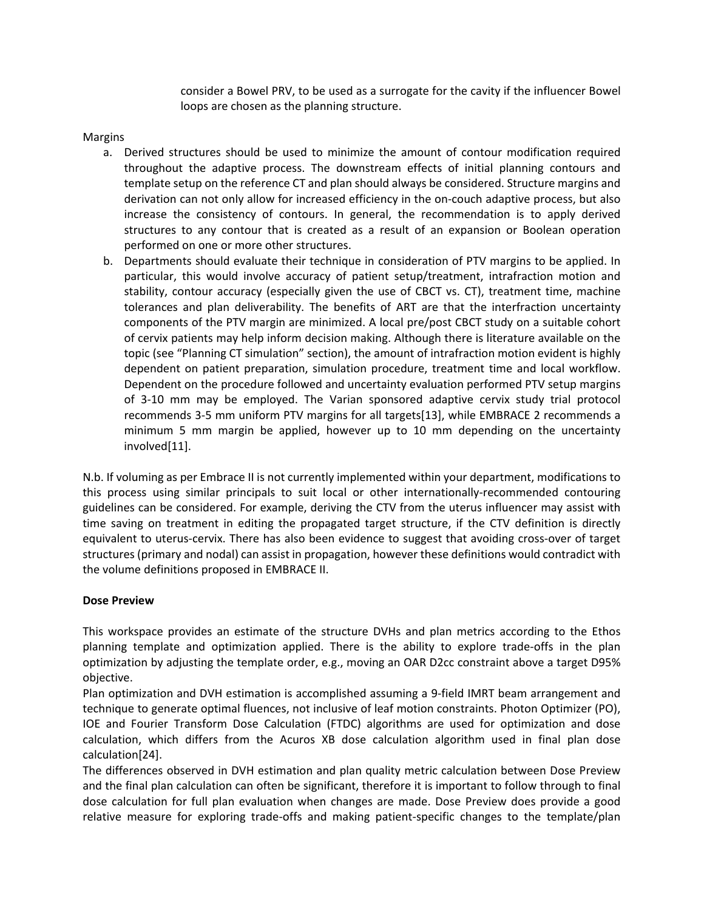consider a Bowel PRV, to be used as a surrogate for the cavity if the influencer Bowel loops are chosen as the planning structure.

Margins

a. Derived structures should be used to minimize the amount of contour modification required throughout the adaptive process. The downstream effects of initial planning contours and template setup on the reference CT and plan should always be considered. Structure margins and derivation can not only allow for increased efficiency in the on-couch adaptive process, but also increase the consistency of contours. In general, the recommendation is to apply derived structures to any contour that is created as a result of an expansion or Boolean operation performed on one or more other structures.
b. Departments should evaluate their technique in consideration of PTV margins to be applied. In particular, this would involve accuracy of patient setup/treatment, intrafraction motion and stability, contour accuracy (especially given the use of CBCT vs. CT), treatment time, machine tolerances and plan deliverability. The benefits of ART are that the interfraction uncertainty components of the PTV margin are minimized. A local pre/post CBCT study on a suitable cohort of cervix patients may help inform decision making. Although there is literature available on the topic (see "Planning CT simulation" section), the amount of intrafraction motion evident is highly dependent on patient preparation, simulation procedure, treatment time and local workflow. Dependent on the procedure followed and uncertainty evaluation performed PTV setup margins of 3-10 mm may be employed. The Varian sponsored adaptive cervix study trial protocol recommends 3-5 mm uniform PTV margins for all targets[13], while EMBRACE 2 recommends a minimum 5 mm margin be applied, however up to 10 mm depending on the uncertainty involved[11].

N.b. If voluming as per Embrace II is not currently implemented within your department, modifications to this process using similar principals to suit local or other internationally-recommended contouring guidelines can be considered. For example, deriving the CTV from the uterus influencer may assist with time saving on treatment in editing the propagated target structure, if the CTV definition is directly equivalent to uterus-cervix. There has also been evidence to suggest that avoiding cross-over of target structures (primary and nodal) can assist in propagation, however these definitions would contradict with the volume definitions proposed in EMBRACE II.

**Dose Preview**

This workspace provides an estimate of the structure DVHs and plan metrics according to the Ethos planning template and optimization applied. There is the ability to explore trade-offs in the plan optimization by adjusting the template order, e.g., moving an OAR D2cc constraint above a target D95% objective.

Plan optimization and DVH estimation is accomplished assuming a 9-field IMRT beam arrangement and technique to generate optimal fluences, not inclusive of leaf motion constraints. Photon Optimizer (PO), IOE and Fourier Transform Dose Calculation (FTDC) algorithms are used for optimization and dose calculation, which differs from the Acuros XB dose calculation algorithm used in final plan dose calculation[24].

The differences observed in DVH estimation and plan quality metric calculation between Dose Preview and the final plan calculation can often be significant, therefore it is important to follow through to final dose calculation for full plan evaluation when changes are made. Dose Preview does provide a good relative measure for exploring trade-offs and making patient-specific changes to the template/plan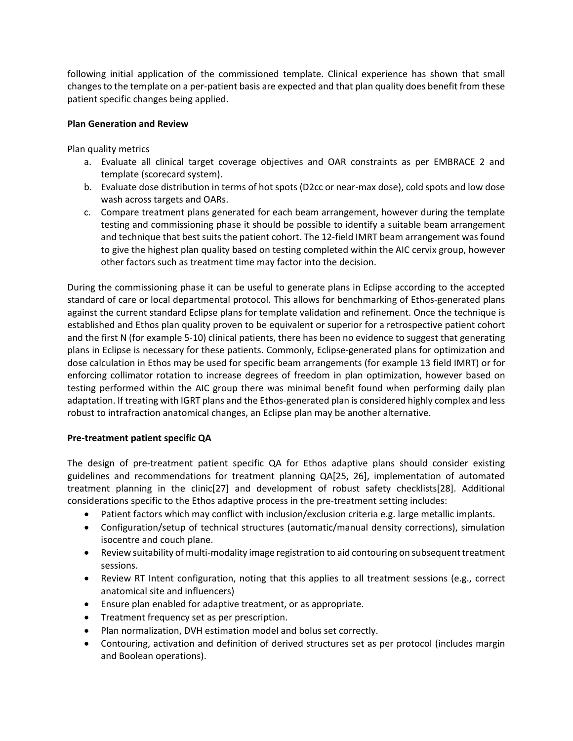following initial application of the commissioned template. Clinical experience has shown that small changes to the template on a per-patient basis are expected and that plan quality does benefit from these patient specific changes being applied.

**Plan Generation and Review**

Plan quality metrics

a. Evaluate all clinical target coverage objectives and OAR constraints as per EMBRACE 2 and template (scorecard system).
b. Evaluate dose distribution in terms of hot spots (D2cc or near-max dose), cold spots and low dose wash across targets and OARs.
c. Compare treatment plans generated for each beam arrangement, however during the template testing and commissioning phase it should be possible to identify a suitable beam arrangement and technique that best suits the patient cohort. The 12-field IMRT beam arrangement was found to give the highest plan quality based on testing completed within the AIC cervix group, however other factors such as treatment time may factor into the decision.

During the commissioning phase it can be useful to generate plans in Eclipse according to the accepted standard of care or local departmental protocol. This allows for benchmarking of Ethos-generated plans against the current standard Eclipse plans for template validation and refinement. Once the technique is established and Ethos plan quality proven to be equivalent or superior for a retrospective patient cohort and the first N (for example 5-10) clinical patients, there has been no evidence to suggest that generating plans in Eclipse is necessary for these patients. Commonly, Eclipse-generated plans for optimization and dose calculation in Ethos may be used for specific beam arrangements (for example 13 field IMRT) or for enforcing collimator rotation to increase degrees of freedom in plan optimization, however based on testing performed within the AIC group there was minimal benefit found when performing daily plan adaptation. If treating with IGRT plans and the Ethos-generated plan is considered highly complex and less robust to intrafraction anatomical changes, an Eclipse plan may be another alternative.

**Pre-treatment patient specific QA**

The design of pre-treatment patient specific QA for Ethos adaptive plans should consider existing guidelines and recommendations for treatment planning QA[25, 26], implementation of automated treatment planning in the clinic[27] and development of robust safety checklists[28]. Additional considerations specific to the Ethos adaptive process in the pre-treatment setting includes:

- Patient factors which may conflict with inclusion/exclusion criteria e.g. large metallic implants.
- Configuration/setup of technical structures (automatic/manual density corrections), simulation isocentre and couch plane.
- Review suitability of multi-modality image registration to aid contouring on subsequent treatment sessions.
- Review RT Intent configuration, noting that this applies to all treatment sessions (e.g., correct anatomical site and influencers)
- Ensure plan enabled for adaptive treatment, or as appropriate.
- Treatment frequency set as per prescription.
- Plan normalization, DVH estimation model and bolus set correctly.
- Contouring, activation and definition of derived structures set as per protocol (includes margin and Boolean operations).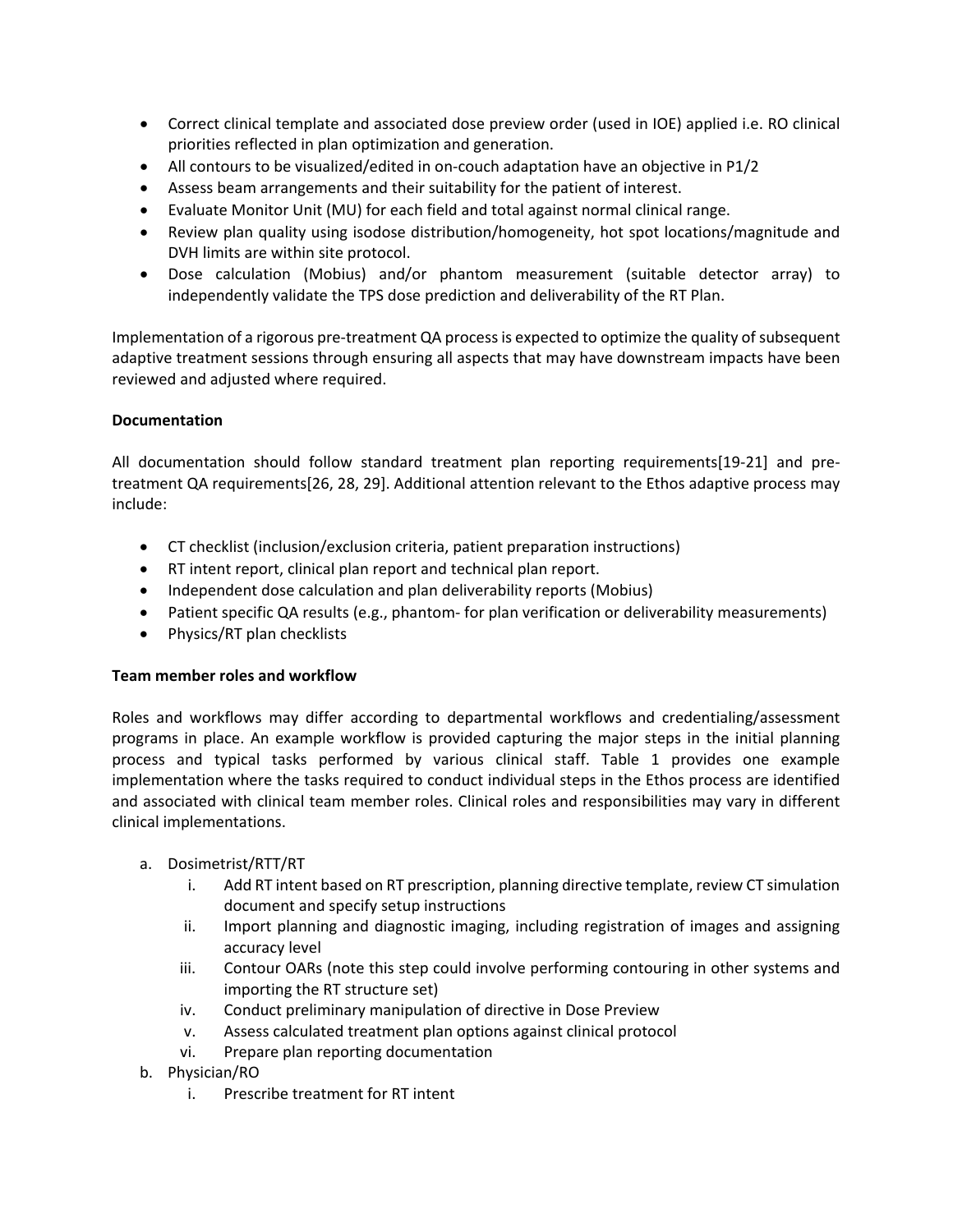- Correct clinical template and associated dose preview order (used in IOE) applied i.e. RO clinical priorities reflected in plan optimization and generation.
- All contours to be visualized/edited in on-couch adaptation have an objective in P1/2
- Assess beam arrangements and their suitability for the patient of interest.
- Evaluate Monitor Unit (MU) for each field and total against normal clinical range.
- Review plan quality using isodose distribution/homogeneity, hot spot locations/magnitude and DVH limits are within site protocol.
- Dose calculation (Mobius) and/or phantom measurement (suitable detector array) to independently validate the TPS dose prediction and deliverability of the RT Plan.

Implementation of a rigorous pre-treatment QA process is expected to optimize the quality of subsequent adaptive treatment sessions through ensuring all aspects that may have downstream impacts have been reviewed and adjusted where required.

**Documentation**

All documentation should follow standard treatment plan reporting requirements[19-21] and pre-treatment QA requirements[26, 28, 29]. Additional attention relevant to the Ethos adaptive process may include:

- CT checklist (inclusion/exclusion criteria, patient preparation instructions)
- RT intent report, clinical plan report and technical plan report.
- Independent dose calculation and plan deliverability reports (Mobius)
- Patient specific QA results (e.g., phantom- for plan verification or deliverability measurements)
- Physics/RT plan checklists

**Team member roles and workflow**

Roles and workflows may differ according to departmental workflows and credentialing/assessment programs in place. An example workflow is provided capturing the major steps in the initial planning process and typical tasks performed by various clinical staff. Table 1 provides one example implementation where the tasks required to conduct individual steps in the Ethos process are identified and associated with clinical team member roles. Clinical roles and responsibilities may vary in different clinical implementations.

a. Dosimetrist/RTT/RT
    i. Add RT intent based on RT prescription, planning directive template, review CT simulation document and specify setup instructions
    ii. Import planning and diagnostic imaging, including registration of images and assigning accuracy level
    iii. Contour OARs (note this step could involve performing contouring in other systems and importing the RT structure set)
    iv. Conduct preliminary manipulation of directive in Dose Preview
    v. Assess calculated treatment plan options against clinical protocol
    vi. Prepare plan reporting documentation
b. Physician/RO
    i. Prescribe treatment for RT intent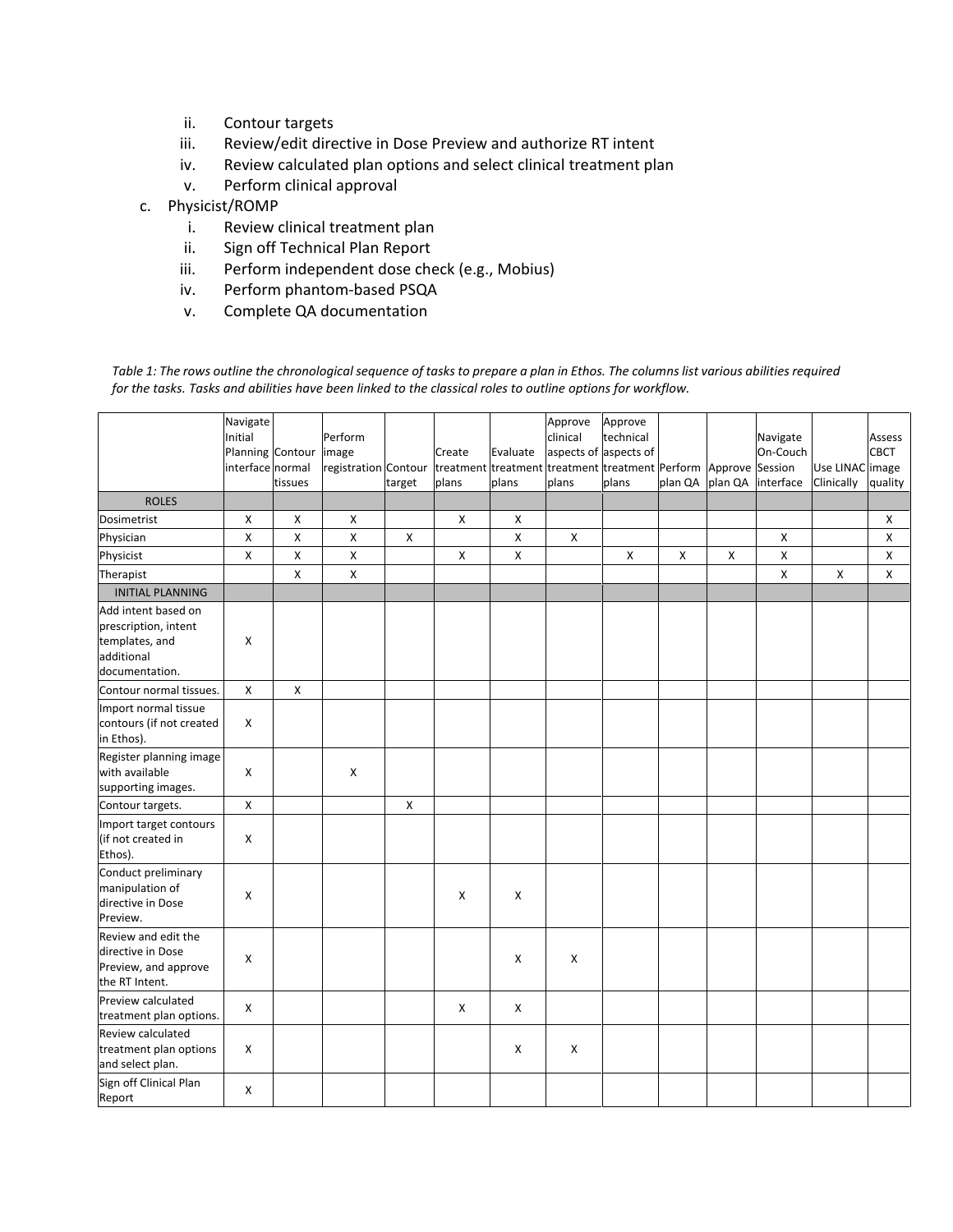ii. Contour targets
   iii. Review/edit directive in Dose Preview and authorize RT intent
   iv. Review calculated plan options and select clinical treatment plan
   v. Perform clinical approval

c. Physicist/ROMP
   i. Review clinical treatment plan
   ii. Sign off Technical Plan Report
   iii. Perform independent dose check (e.g., Mobius)
   iv. Perform phantom-based PSQA
   v. Complete QA documentation

*Table 1: The rows outline the chronological sequence of tasks to prepare a plan in Ethos. The columns list various abilities required for the tasks. Tasks and abilities have been linked to the classical roles to outline options for workflow.*

| | Navigate Initial Planning interface | Contour normal tissues | Perform image registration | Contour target | Create treatment plans | Evaluate treatment plans | Approve clinical aspects of treatment plans | Approve technical aspects of treatment plans | Perform plan QA | Approve plan QA | Navigate On-Couch Session interface | Use LINAC Clinically | Assess CBCT image quality |
|---|---|---|---|---|---|---|---|---|---|---|---|---|---|
| ROLES | | | | | | | | | | | | | |
| Dosimetrist | X | X | X | | X | X | | | | | | | X |
| Physician | X | X | X | X | | X | X | | | | X | | X |
| Physicist | X | X | X | | X | X | | X | X | X | X | | X |
| Therapist | | X | X | | | | | | | | X | X | X |
| INITIAL PLANNING | | | | | | | | | | | | | |
| Add intent based on prescription, intent templates, and additional documentation. | X | | | | | | | | | | | | |
| Contour normal tissues. | X | X | | | | | | | | | | | |
| Import normal tissue contours (if not created in Ethos). | X | | | | | | | | | | | | |
| Register planning image with available supporting images. | X | | X | | | | | | | | | | |
| Contour targets. | X | | | X | | | | | | | | | |
| Import target contours (if not created in Ethos). | X | | | | | | | | | | | | |
| Conduct preliminary manipulation of directive in Dose Preview. | X | | | | X | X | | | | | | | |
| Review and edit the directive in Dose Preview, and approve the RT Intent. | X | | | | | X | X | | | | | | |
| Preview calculated treatment plan options. | X | | | | X | X | | | | | | | |
| Review calculated treatment plan options and select plan. | X | | | | | X | X | | | | | | |
| Sign off Clinical Plan Report | X | | | | | | | | | | | | |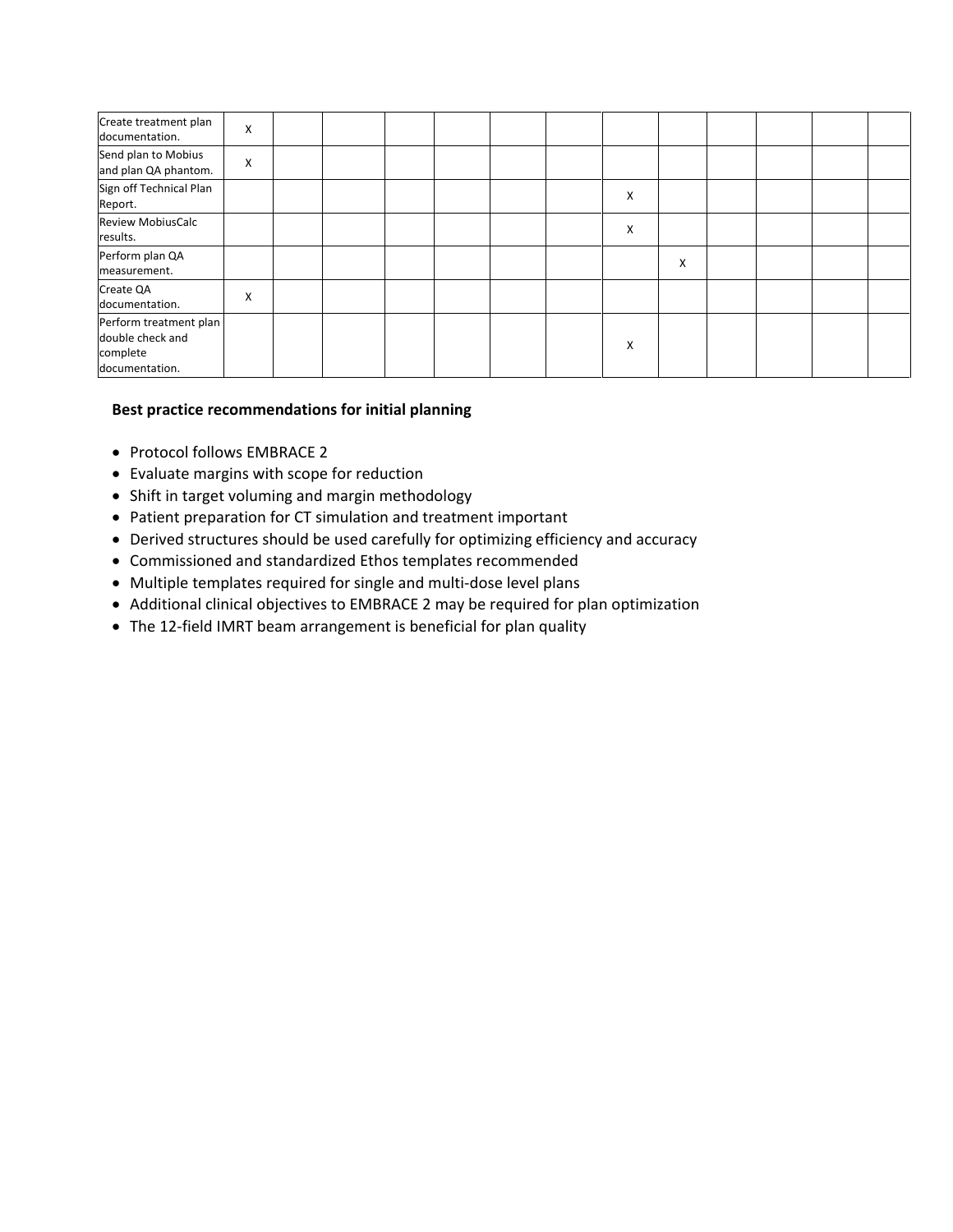| | | | | | | | | | | | | | |
|---|---|---|---|---|---|---|---|---|---|---|---|---|---|
| Create treatment plan documentation. | X | | | | | | | | | | | | |
| Send plan to Mobius and plan QA phantom. | X | | | | | | | | | | | | |
| Sign off Technical Plan Report. | | | | | | | | X | | | | | |
| Review MobiusCalc results. | | | | | | | | X | | | | | |
| Perform plan QA measurement. | | | | | | | | | X | | | | |
| Create QA documentation. | X | | | | | | | | | | | | |
| Perform treatment plan double check and complete documentation. | | | | | | | | X | | | | | |

**Best practice recommendations for initial planning**

- Protocol follows EMBRACE 2
- Evaluate margins with scope for reduction
- Shift in target voluming and margin methodology
- Patient preparation for CT simulation and treatment important
- Derived structures should be used carefully for optimizing efficiency and accuracy
- Commissioned and standardized Ethos templates recommended
- Multiple templates required for single and multi-dose level plans
- Additional clinical objectives to EMBRACE 2 may be required for plan optimization
- The 12-field IMRT beam arrangement is beneficial for plan quality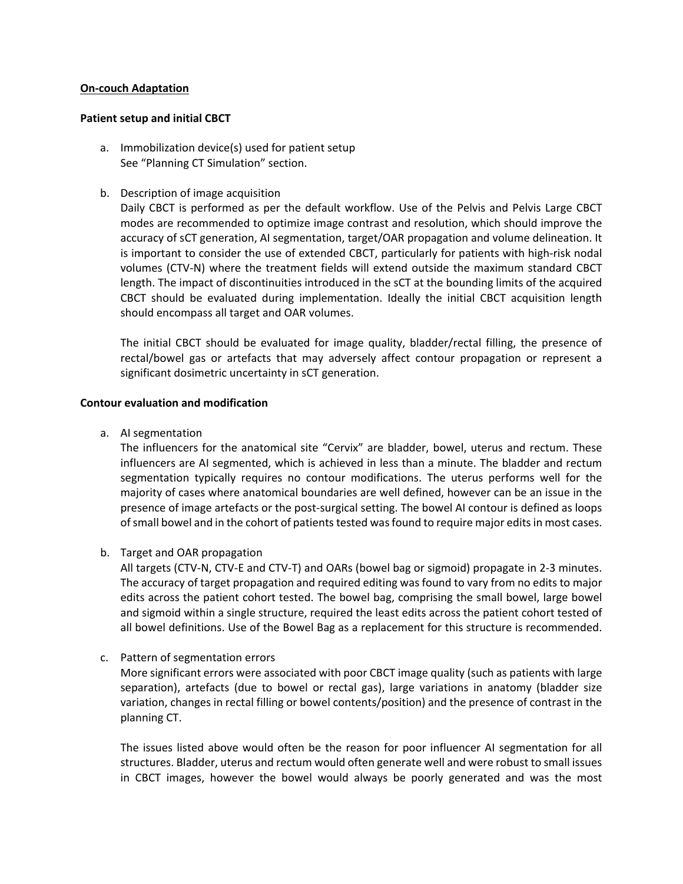**<u>On-couch Adaptation</u>**

**Patient setup and initial CBCT**

a. Immobilization device(s) used for patient setup
   See "Planning CT Simulation" section.

b. Description of image acquisition
   Daily CBCT is performed as per the default workflow. Use of the Pelvis and Pelvis Large CBCT modes are recommended to optimize image contrast and resolution, which should improve the accuracy of sCT generation, AI segmentation, target/OAR propagation and volume delineation. It is important to consider the use of extended CBCT, particularly for patients with high-risk nodal volumes (CTV-N) where the treatment fields will extend outside the maximum standard CBCT length. The impact of discontinuities introduced in the sCT at the bounding limits of the acquired CBCT should be evaluated during implementation. Ideally the initial CBCT acquisition length should encompass all target and OAR volumes.

   The initial CBCT should be evaluated for image quality, bladder/rectal filling, the presence of rectal/bowel gas or artefacts that may adversely affect contour propagation or represent a significant dosimetric uncertainty in sCT generation.

**Contour evaluation and modification**

a. AI segmentation
   The influencers for the anatomical site "Cervix" are bladder, bowel, uterus and rectum. These influencers are AI segmented, which is achieved in less than a minute. The bladder and rectum segmentation typically requires no contour modifications. The uterus performs well for the majority of cases where anatomical boundaries are well defined, however can be an issue in the presence of image artefacts or the post-surgical setting. The bowel AI contour is defined as loops of small bowel and in the cohort of patients tested was found to require major edits in most cases.

b. Target and OAR propagation
   All targets (CTV-N, CTV-E and CTV-T) and OARs (bowel bag or sigmoid) propagate in 2-3 minutes. The accuracy of target propagation and required editing was found to vary from no edits to major edits across the patient cohort tested. The bowel bag, comprising the small bowel, large bowel and sigmoid within a single structure, required the least edits across the patient cohort tested of all bowel definitions. Use of the Bowel Bag as a replacement for this structure is recommended.

c. Pattern of segmentation errors
   More significant errors were associated with poor CBCT image quality (such as patients with large separation), artefacts (due to bowel or rectal gas), large variations in anatomy (bladder size variation, changes in rectal filling or bowel contents/position) and the presence of contrast in the planning CT.

   The issues listed above would often be the reason for poor influencer AI segmentation for all structures. Bladder, uterus and rectum would often generate well and were robust to small issues in CBCT images, however the bowel would always be poorly generated and was the most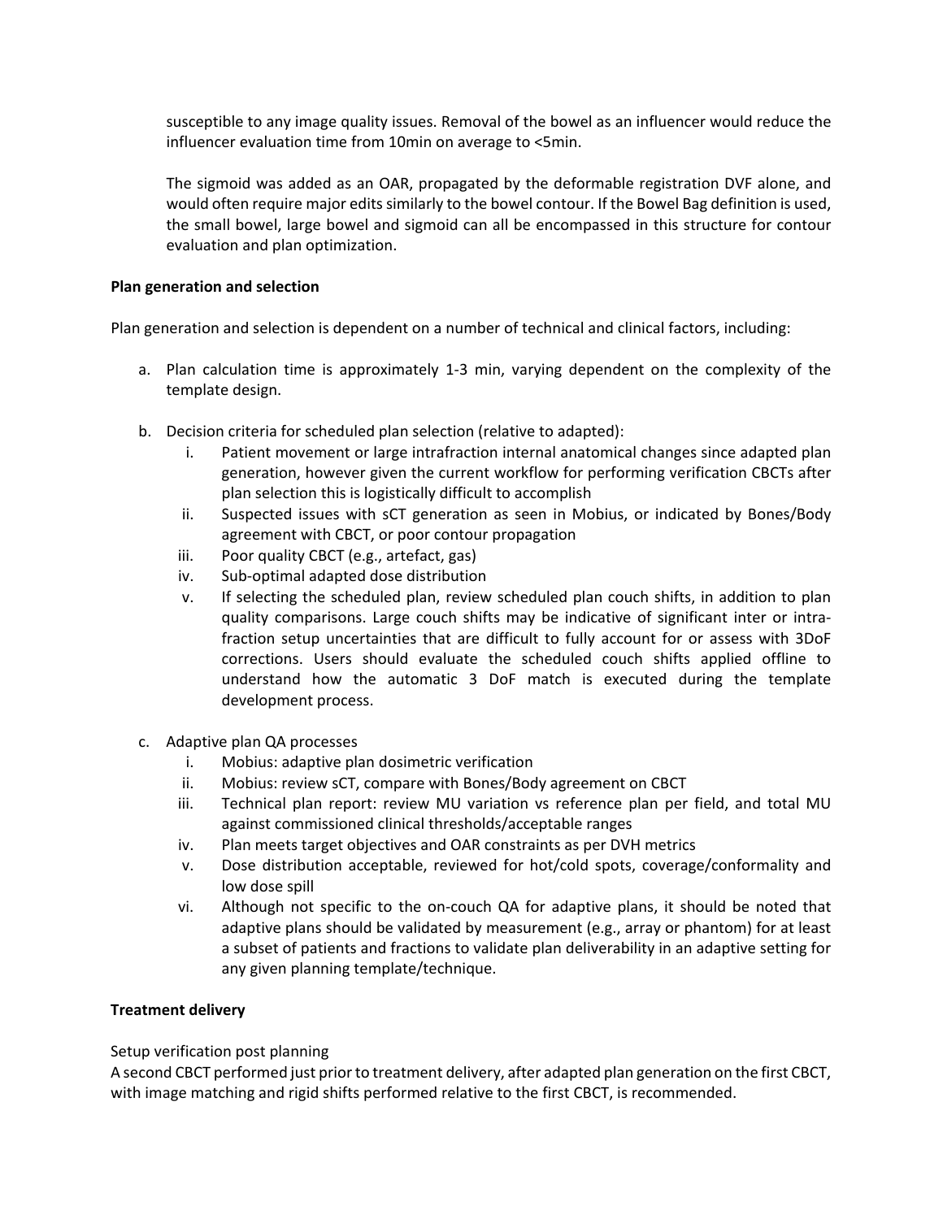susceptible to any image quality issues. Removal of the bowel as an influencer would reduce the influencer evaluation time from 10min on average to <5min.

The sigmoid was added as an OAR, propagated by the deformable registration DVF alone, and would often require major edits similarly to the bowel contour. If the Bowel Bag definition is used, the small bowel, large bowel and sigmoid can all be encompassed in this structure for contour evaluation and plan optimization.

**Plan generation and selection**

Plan generation and selection is dependent on a number of technical and clinical factors, including:

a. Plan calculation time is approximately 1-3 min, varying dependent on the complexity of the template design.

b. Decision criteria for scheduled plan selection (relative to adapted):
   i. Patient movement or large intrafraction internal anatomical changes since adapted plan generation, however given the current workflow for performing verification CBCTs after plan selection this is logistically difficult to accomplish
   ii. Suspected issues with sCT generation as seen in Mobius, or indicated by Bones/Body agreement with CBCT, or poor contour propagation
   iii. Poor quality CBCT (e.g., artefact, gas)
   iv. Sub-optimal adapted dose distribution
   v. If selecting the scheduled plan, review scheduled plan couch shifts, in addition to plan quality comparisons. Large couch shifts may be indicative of significant inter or intra-fraction setup uncertainties that are difficult to fully account for or assess with 3DoF corrections. Users should evaluate the scheduled couch shifts applied offline to understand how the automatic 3 DoF match is executed during the template development process.

c. Adaptive plan QA processes
   i. Mobius: adaptive plan dosimetric verification
   ii. Mobius: review sCT, compare with Bones/Body agreement on CBCT
   iii. Technical plan report: review MU variation vs reference plan per field, and total MU against commissioned clinical thresholds/acceptable ranges
   iv. Plan meets target objectives and OAR constraints as per DVH metrics
   v. Dose distribution acceptable, reviewed for hot/cold spots, coverage/conformality and low dose spill
   vi. Although not specific to the on-couch QA for adaptive plans, it should be noted that adaptive plans should be validated by measurement (e.g., array or phantom) for at least a subset of patients and fractions to validate plan deliverability in an adaptive setting for any given planning template/technique.

**Treatment delivery**

Setup verification post planning
A second CBCT performed just prior to treatment delivery, after adapted plan generation on the first CBCT, with image matching and rigid shifts performed relative to the first CBCT, is recommended.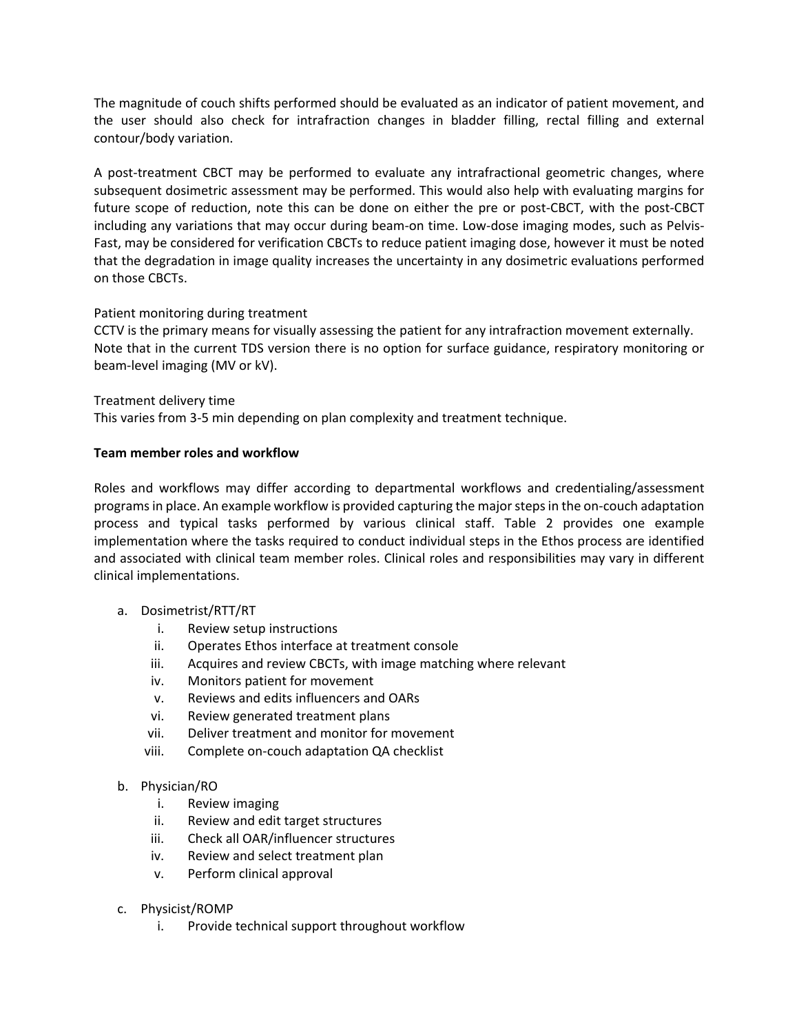The magnitude of couch shifts performed should be evaluated as an indicator of patient movement, and the user should also check for intrafraction changes in bladder filling, rectal filling and external contour/body variation.

A post-treatment CBCT may be performed to evaluate any intrafractional geometric changes, where subsequent dosimetric assessment may be performed. This would also help with evaluating margins for future scope of reduction, note this can be done on either the pre or post-CBCT, with the post-CBCT including any variations that may occur during beam-on time. Low-dose imaging modes, such as Pelvis-Fast, may be considered for verification CBCTs to reduce patient imaging dose, however it must be noted that the degradation in image quality increases the uncertainty in any dosimetric evaluations performed on those CBCTs.

Patient monitoring during treatment
CCTV is the primary means for visually assessing the patient for any intrafraction movement externally. Note that in the current TDS version there is no option for surface guidance, respiratory monitoring or beam-level imaging (MV or kV).

Treatment delivery time
This varies from 3-5 min depending on plan complexity and treatment technique.

**Team member roles and workflow**

Roles and workflows may differ according to departmental workflows and credentialing/assessment programs in place. An example workflow is provided capturing the major steps in the on-couch adaptation process and typical tasks performed by various clinical staff. Table 2 provides one example implementation where the tasks required to conduct individual steps in the Ethos process are identified and associated with clinical team member roles. Clinical roles and responsibilities may vary in different clinical implementations.

a. Dosimetrist/RTT/RT
    i. Review setup instructions
    ii. Operates Ethos interface at treatment console
    iii. Acquires and review CBCTs, with image matching where relevant
    iv. Monitors patient for movement
    v. Reviews and edits influencers and OARs
    vi. Review generated treatment plans
    vii. Deliver treatment and monitor for movement
    viii. Complete on-couch adaptation QA checklist

b. Physician/RO
    i. Review imaging
    ii. Review and edit target structures
    iii. Check all OAR/influencer structures
    iv. Review and select treatment plan
    v. Perform clinical approval

c. Physicist/ROMP
    i. Provide technical support throughout workflow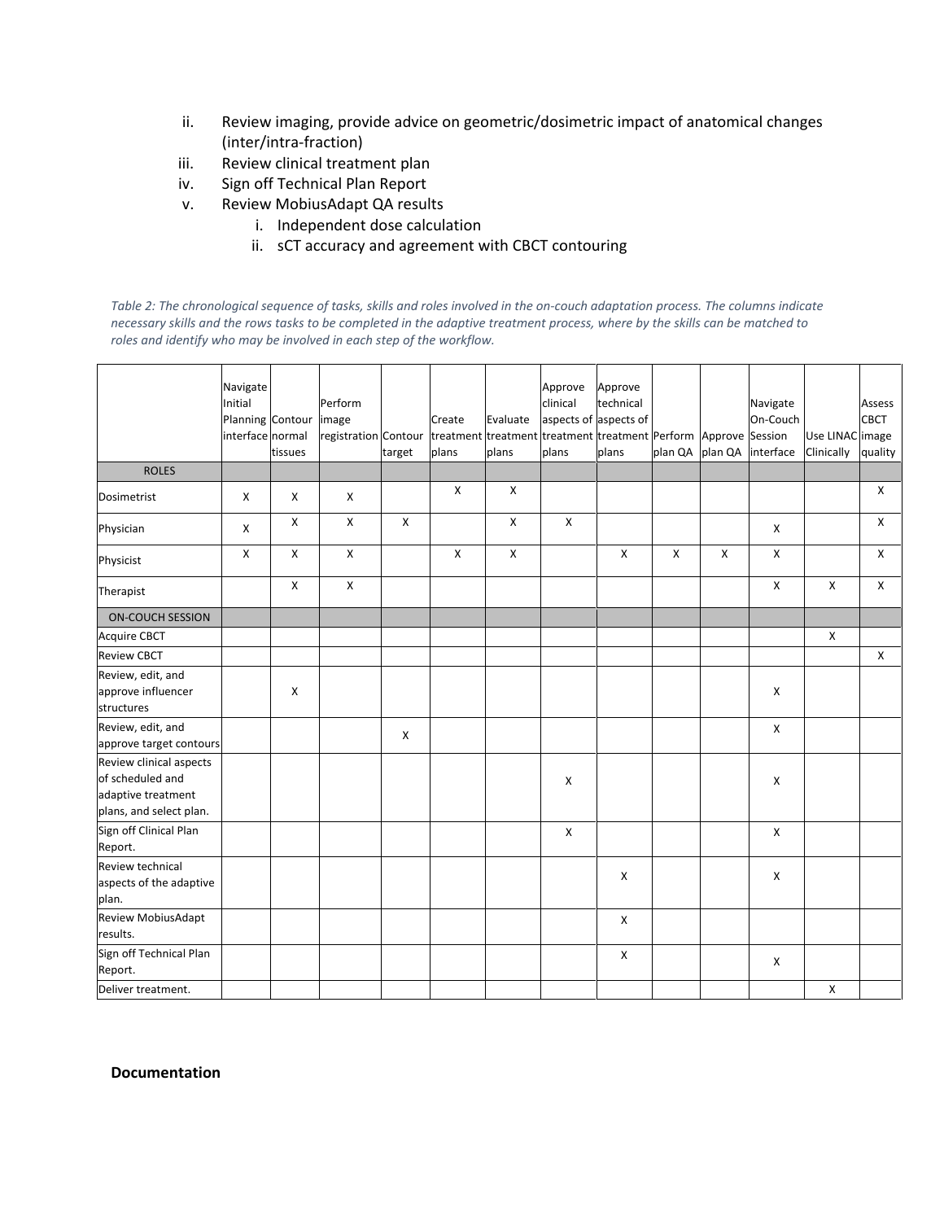ii. Review imaging, provide advice on geometric/dosimetric impact of anatomical changes (inter/intra-fraction)
iii. Review clinical treatment plan
iv. Sign off Technical Plan Report
v. Review MobiusAdapt QA results
    i. Independent dose calculation
    ii. sCT accuracy and agreement with CBCT contouring

*Table 2: The chronological sequence of tasks, skills and roles involved in the on-couch adaptation process. The columns indicate necessary skills and the rows tasks to be completed in the adaptive treatment process, where by the skills can be matched to roles and identify who may be involved in each step of the workflow.*

| | Navigate Initial Planning interface | Contour normal tissues | Perform image registration | Contour target | Create treatment plans | Evaluate treatment plans | Approve clinical aspects of treatment plans | Approve technical aspects of treatment plans | Perform plan QA | Approve plan QA | Navigate On-Couch Session interface | Use LINAC Clinically | Assess CBCT image quality |
|---|---|---|---|---|---|---|---|---|---|---|---|---|---|
| ROLES | | | | | | | | | | | | | |
| Dosimetrist | X | X | X | | X | X | | | | | | | X |
| Physician | X | X | X | X | | X | X | | | | X | | X |
| Physicist | X | X | X | | X | X | | X | X | X | X | | X |
| Therapist | | X | X | | | | | | | | X | X | X |
| ON-COUCH SESSION | | | | | | | | | | | | | |
| Acquire CBCT | | | | | | | | | | | | X | |
| Review CBCT | | | | | | | | | | | | | X |
| Review, edit, and approve influencer structures | | X | | | | | | | | | X | | |
| Review, edit, and approve target contours | | | | X | | | | | | | X | | |
| Review clinical aspects of scheduled and adaptive treatment plans, and select plan. | | | | | | | X | | | | X | | |
| Sign off Clinical Plan Report. | | | | | | | X | | | | X | | |
| Review technical aspects of the adaptive plan. | | | | | | | | X | | | X | | |
| Review MobiusAdapt results. | | | | | | | | X | | | | | |
| Sign off Technical Plan Report. | | | | | | | | X | | | X | | |
| Deliver treatment. | | | | | | | | | | | | X | |

**Documentation**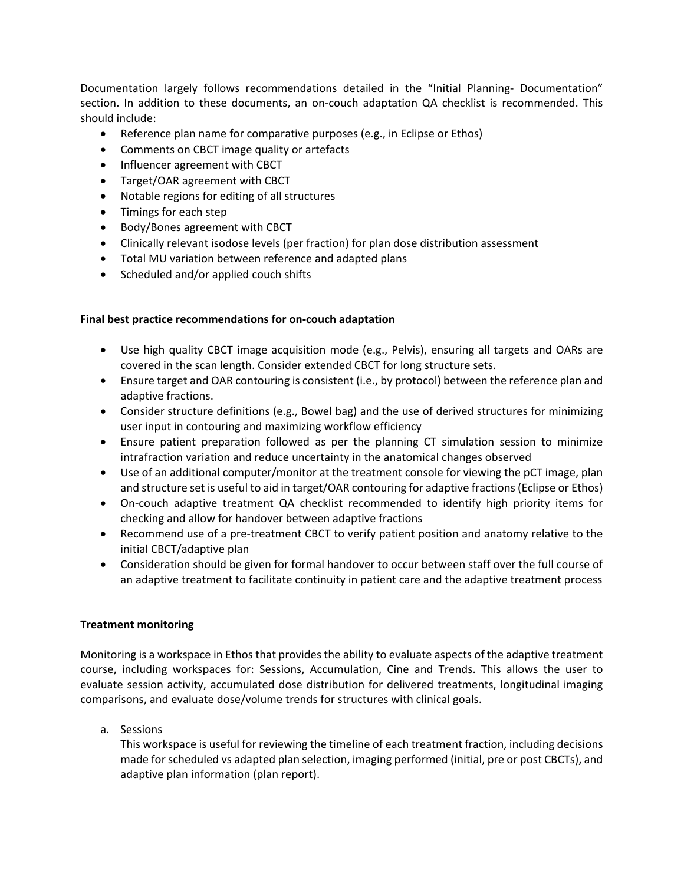Documentation largely follows recommendations detailed in the "Initial Planning- Documentation" section. In addition to these documents, an on-couch adaptation QA checklist is recommended. This should include:

- Reference plan name for comparative purposes (e.g., in Eclipse or Ethos)
- Comments on CBCT image quality or artefacts
- Influencer agreement with CBCT
- Target/OAR agreement with CBCT
- Notable regions for editing of all structures
- Timings for each step
- Body/Bones agreement with CBCT
- Clinically relevant isodose levels (per fraction) for plan dose distribution assessment
- Total MU variation between reference and adapted plans
- Scheduled and/or applied couch shifts

**Final best practice recommendations for on-couch adaptation**

- Use high quality CBCT image acquisition mode (e.g., Pelvis), ensuring all targets and OARs are covered in the scan length. Consider extended CBCT for long structure sets.
- Ensure target and OAR contouring is consistent (i.e., by protocol) between the reference plan and adaptive fractions.
- Consider structure definitions (e.g., Bowel bag) and the use of derived structures for minimizing user input in contouring and maximizing workflow efficiency
- Ensure patient preparation followed as per the planning CT simulation session to minimize intrafraction variation and reduce uncertainty in the anatomical changes observed
- Use of an additional computer/monitor at the treatment console for viewing the pCT image, plan and structure set is useful to aid in target/OAR contouring for adaptive fractions (Eclipse or Ethos)
- On-couch adaptive treatment QA checklist recommended to identify high priority items for checking and allow for handover between adaptive fractions
- Recommend use of a pre-treatment CBCT to verify patient position and anatomy relative to the initial CBCT/adaptive plan
- Consideration should be given for formal handover to occur between staff over the full course of an adaptive treatment to facilitate continuity in patient care and the adaptive treatment process

**Treatment monitoring**

Monitoring is a workspace in Ethos that provides the ability to evaluate aspects of the adaptive treatment course, including workspaces for: Sessions, Accumulation, Cine and Trends. This allows the user to evaluate session activity, accumulated dose distribution for delivered treatments, longitudinal imaging comparisons, and evaluate dose/volume trends for structures with clinical goals.

a. Sessions

   This workspace is useful for reviewing the timeline of each treatment fraction, including decisions made for scheduled vs adapted plan selection, imaging performed (initial, pre or post CBCTs), and adaptive plan information (plan report).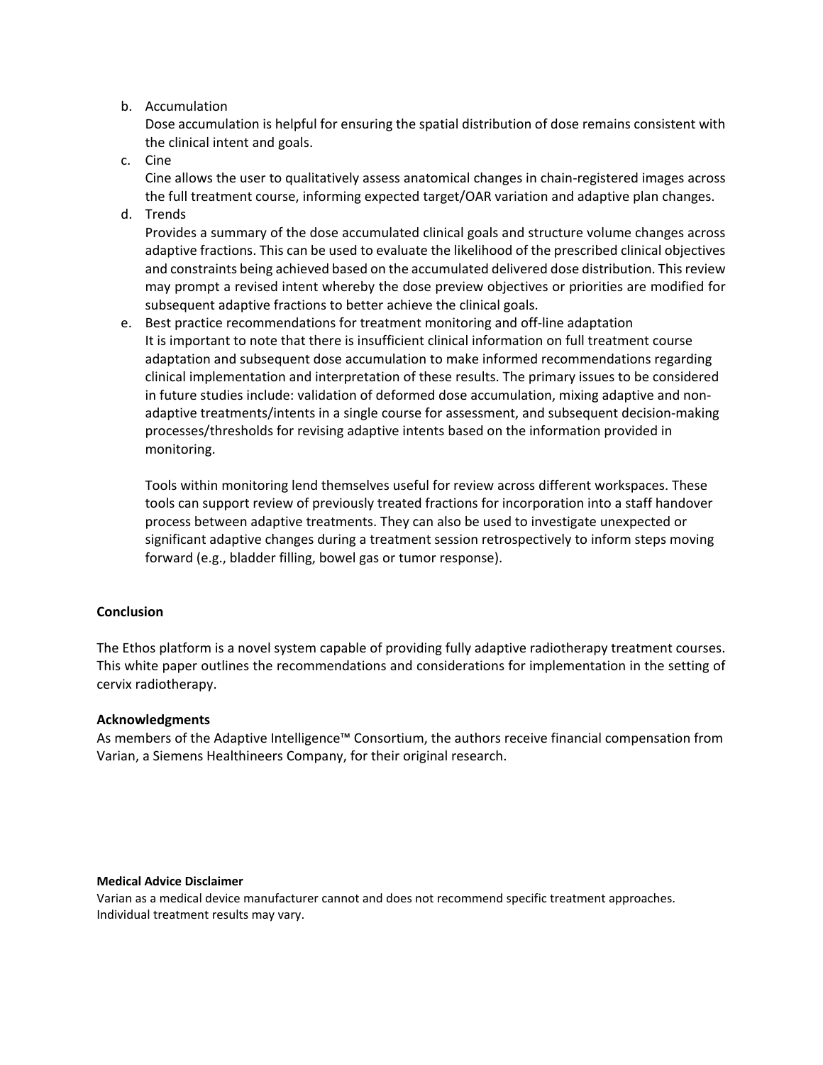b. Accumulation

   Dose accumulation is helpful for ensuring the spatial distribution of dose remains consistent with the clinical intent and goals.

c. Cine

   Cine allows the user to qualitatively assess anatomical changes in chain-registered images across the full treatment course, informing expected target/OAR variation and adaptive plan changes.

d. Trends

   Provides a summary of the dose accumulated clinical goals and structure volume changes across adaptive fractions. This can be used to evaluate the likelihood of the prescribed clinical objectives and constraints being achieved based on the accumulated delivered dose distribution. This review may prompt a revised intent whereby the dose preview objectives or priorities are modified for subsequent adaptive fractions to better achieve the clinical goals.

e. Best practice recommendations for treatment monitoring and off-line adaptation

   It is important to note that there is insufficient clinical information on full treatment course adaptation and subsequent dose accumulation to make informed recommendations regarding clinical implementation and interpretation of these results. The primary issues to be considered in future studies include: validation of deformed dose accumulation, mixing adaptive and non-adaptive treatments/intents in a single course for assessment, and subsequent decision-making processes/thresholds for revising adaptive intents based on the information provided in monitoring.

   Tools within monitoring lend themselves useful for review across different workspaces. These tools can support review of previously treated fractions for incorporation into a staff handover process between adaptive treatments. They can also be used to investigate unexpected or significant adaptive changes during a treatment session retrospectively to inform steps moving forward (e.g., bladder filling, bowel gas or tumor response).

**Conclusion**

The Ethos platform is a novel system capable of providing fully adaptive radiotherapy treatment courses. This white paper outlines the recommendations and considerations for implementation in the setting of cervix radiotherapy.

**Acknowledgments**

As members of the Adaptive Intelligence™ Consortium, the authors receive financial compensation from Varian, a Siemens Healthineers Company, for their original research.

**Medical Advice Disclaimer**

Varian as a medical device manufacturer cannot and does not recommend specific treatment approaches. Individual treatment results may vary.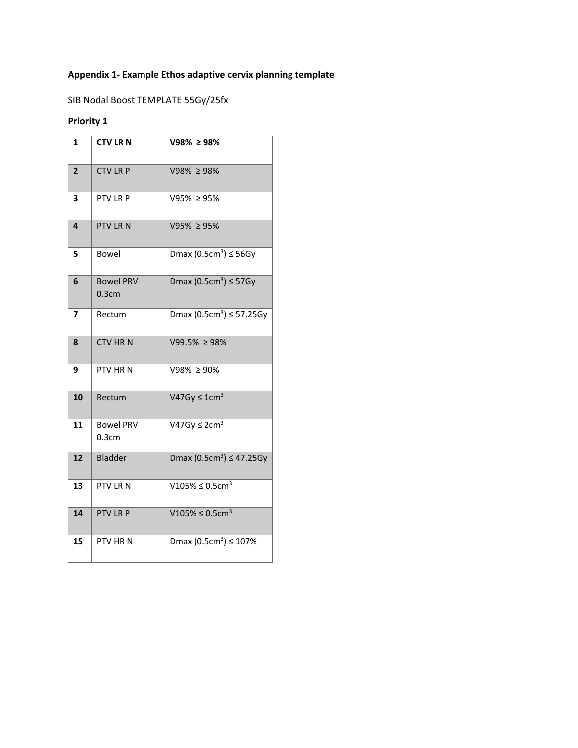**Appendix 1- Example Ethos adaptive cervix planning template**

SIB Nodal Boost TEMPLATE 55Gy/25fx

**Priority 1**

| **1** | **CTV LR N** | **V98% ≥ 98%** |
|---|---|---|
| **2** | CTV LR P | V98% ≥ 98% |
| **3** | PTV LR P | V95% ≥ 95% |
| **4** | PTV LR N | V95% ≥ 95% |
| **5** | Bowel | Dmax ($0.5cm^3$) ≤ 56Gy |
| **6** | Bowel PRV 0.3cm | Dmax ($0.5cm^3$) ≤ 57Gy |
| **7** | Rectum | Dmax ($0.5cm^3$) ≤ 57.25Gy |
| **8** | CTV HR N | V99.5% ≥ 98% |
| **9** | PTV HR N | V98% ≥ 90% |
| **10** | Rectum | V47Gy ≤ $1cm^3$ |
| **11** | Bowel PRV 0.3cm | V47Gy ≤ $2cm^3$ |
| **12** | Bladder | Dmax ($0.5cm^3$) ≤ 47.25Gy |
| **13** | PTV LR N | V105% ≤ $0.5cm^3$ |
| **14** | PTV LR P | V105% ≤ $0.5cm^3$ |
| **15** | PTV HR N | Dmax ($0.5cm^3$) ≤ 107% |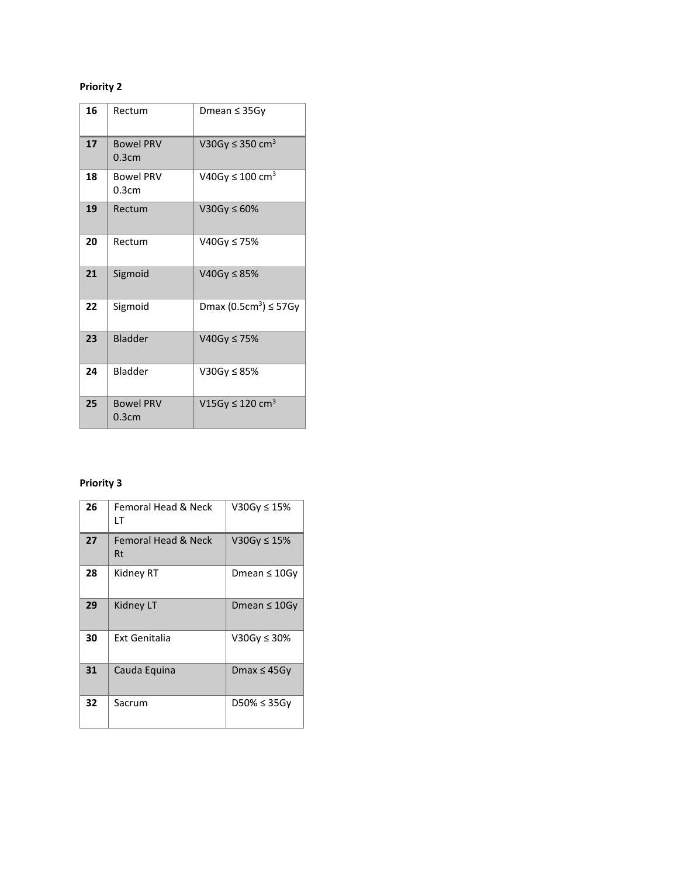**Priority 2**

| | | |
|---|---|---|
| 16 | Rectum | Dmean ≤ 35Gy |
| 17 | Bowel PRV 0.3cm | V30Gy ≤ 350 $cm^3$ |
| 18 | Bowel PRV 0.3cm | V40Gy ≤ 100 $cm^3$ |
| 19 | Rectum | V30Gy ≤ 60% |
| 20 | Rectum | V40Gy ≤ 75% |
| 21 | Sigmoid | V40Gy ≤ 85% |
| 22 | Sigmoid | Dmax (0.5$cm^3$) ≤ 57Gy |
| 23 | Bladder | V40Gy ≤ 75% |
| 24 | Bladder | V30Gy ≤ 85% |
| 25 | Bowel PRV 0.3cm | V15Gy ≤ 120 $cm^3$ |

**Priority 3**

| | | |
|---|---|---|
| 26 | Femoral Head & Neck LT | V30Gy ≤ 15% |
| 27 | Femoral Head & Neck Rt | V30Gy ≤ 15% |
| 28 | Kidney RT | Dmean ≤ 10Gy |
| 29 | Kidney LT | Dmean ≤ 10Gy |
| 30 | Ext Genitalia | V30Gy ≤ 30% |
| 31 | Cauda Equina | Dmax ≤ 45Gy |
| 32 | Sacrum | D50% ≤ 35Gy |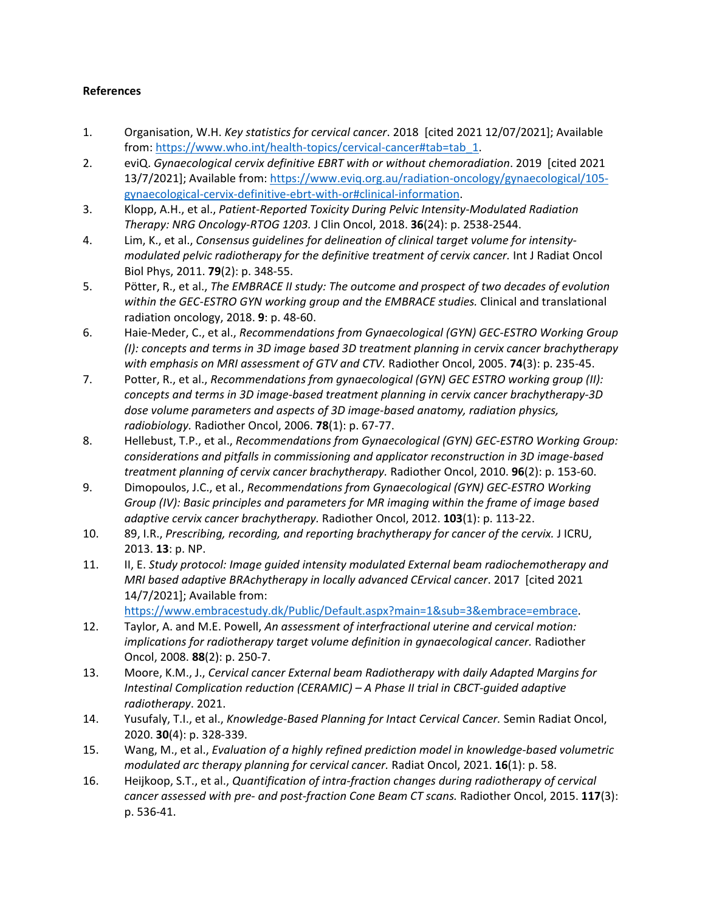**References**

1. Organisation, W.H. *Key statistics for cervical cancer*. 2018 [cited 2021 12/07/2021]; Available from: https://www.who.int/health-topics/cervical-cancer#tab=tab_1.
2. eviQ. *Gynaecological cervix definitive EBRT with or without chemoradiation*. 2019 [cited 2021 13/7/2021]; Available from: https://www.eviq.org.au/radiation-oncology/gynaecological/105-gynaecological-cervix-definitive-ebrt-with-or#clinical-information.
3. Klopp, A.H., et al., *Patient-Reported Toxicity During Pelvic Intensity-Modulated Radiation Therapy: NRG Oncology-RTOG 1203.* J Clin Oncol, 2018. **36**(24): p. 2538-2544.
4. Lim, K., et al., *Consensus guidelines for delineation of clinical target volume for intensity-modulated pelvic radiotherapy for the definitive treatment of cervix cancer.* Int J Radiat Oncol Biol Phys, 2011. **79**(2): p. 348-55.
5. Pötter, R., et al., *The EMBRACE II study: The outcome and prospect of two decades of evolution within the GEC-ESTRO GYN working group and the EMBRACE studies.* Clinical and translational radiation oncology, 2018. **9**: p. 48-60.
6. Haie-Meder, C., et al., *Recommendations from Gynaecological (GYN) GEC-ESTRO Working Group (I): concepts and terms in 3D image based 3D treatment planning in cervix cancer brachytherapy with emphasis on MRI assessment of GTV and CTV.* Radiother Oncol, 2005. **74**(3): p. 235-45.
7. Potter, R., et al., *Recommendations from gynaecological (GYN) GEC ESTRO working group (II): concepts and terms in 3D image-based treatment planning in cervix cancer brachytherapy-3D dose volume parameters and aspects of 3D image-based anatomy, radiation physics, radiobiology.* Radiother Oncol, 2006. **78**(1): p. 67-77.
8. Hellebust, T.P., et al., *Recommendations from Gynaecological (GYN) GEC-ESTRO Working Group: considerations and pitfalls in commissioning and applicator reconstruction in 3D image-based treatment planning of cervix cancer brachytherapy.* Radiother Oncol, 2010. **96**(2): p. 153-60.
9. Dimopoulos, J.C., et al., *Recommendations from Gynaecological (GYN) GEC-ESTRO Working Group (IV): Basic principles and parameters for MR imaging within the frame of image based adaptive cervix cancer brachytherapy.* Radiother Oncol, 2012. **103**(1): p. 113-22.
10. 89, I.R., *Prescribing, recording, and reporting brachytherapy for cancer of the cervix.* J ICRU, 2013. **13**: p. NP.
11. II, E. *Study protocol: Image guided intensity modulated External beam radiochemotherapy and MRI based adaptive BRAchytherapy in locally advanced CErvical cancer*. 2017 [cited 2021 14/7/2021]; Available from: https://www.embracestudy.dk/Public/Default.aspx?main=1&sub=3&embrace=embrace.
12. Taylor, A. and M.E. Powell, *An assessment of interfractional uterine and cervical motion: implications for radiotherapy target volume definition in gynaecological cancer.* Radiother Oncol, 2008. **88**(2): p. 250-7.
13. Moore, K.M., J., *Cervical cancer External beam Radiotherapy with daily Adapted Margins for Intestinal Complication reduction (CERAMIC) – A Phase II trial in CBCT-guided adaptive radiotherapy*. 2021.
14. Yusufaly, T.I., et al., *Knowledge-Based Planning for Intact Cervical Cancer.* Semin Radiat Oncol, 2020. **30**(4): p. 328-339.
15. Wang, M., et al., *Evaluation of a highly refined prediction model in knowledge-based volumetric modulated arc therapy planning for cervical cancer.* Radiat Oncol, 2021. **16**(1): p. 58.
16. Heijkoop, S.T., et al., *Quantification of intra-fraction changes during radiotherapy of cervical cancer assessed with pre- and post-fraction Cone Beam CT scans.* Radiother Oncol, 2015. **117**(3): p. 536-41.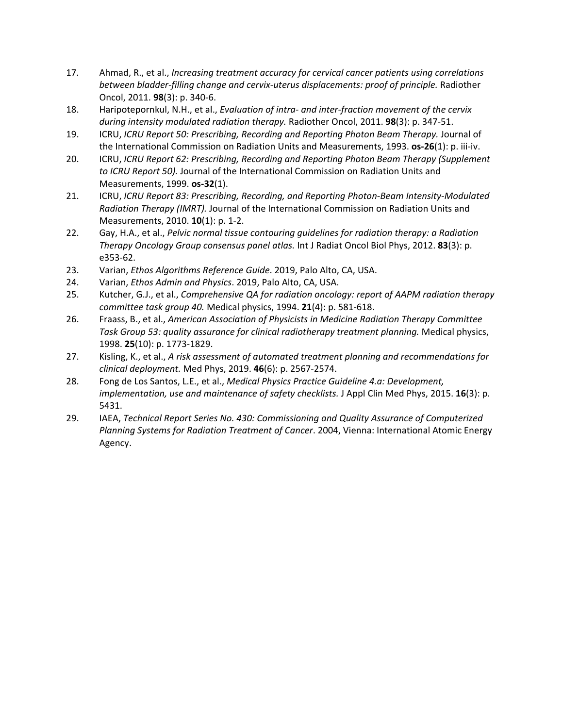17. Ahmad, R., et al., *Increasing treatment accuracy for cervical cancer patients using correlations between bladder-filling change and cervix-uterus displacements: proof of principle.* Radiother Oncol, 2011. **98**(3): p. 340-6.
18. Haripotepornkul, N.H., et al., *Evaluation of intra- and inter-fraction movement of the cervix during intensity modulated radiation therapy.* Radiother Oncol, 2011. **98**(3): p. 347-51.
19. ICRU, *ICRU Report 50: Prescribing, Recording and Reporting Photon Beam Therapy.* Journal of the International Commission on Radiation Units and Measurements, 1993. **os-26**(1): p. iii-iv.
20. ICRU, *ICRU Report 62: Prescribing, Recording and Reporting Photon Beam Therapy (Supplement to ICRU Report 50).* Journal of the International Commission on Radiation Units and Measurements, 1999. **os-32**(1).
21. ICRU, *ICRU Report 83: Prescribing, Recording, and Reporting Photon-Beam Intensity-Modulated Radiation Therapy (IMRT).* Journal of the International Commission on Radiation Units and Measurements, 2010. **10**(1): p. 1-2.
22. Gay, H.A., et al., *Pelvic normal tissue contouring guidelines for radiation therapy: a Radiation Therapy Oncology Group consensus panel atlas.* Int J Radiat Oncol Biol Phys, 2012. **83**(3): p. e353-62.
23. Varian, *Ethos Algorithms Reference Guide*. 2019, Palo Alto, CA, USA.
24. Varian, *Ethos Admin and Physics*. 2019, Palo Alto, CA, USA.
25. Kutcher, G.J., et al., *Comprehensive QA for radiation oncology: report of AAPM radiation therapy committee task group 40.* Medical physics, 1994. **21**(4): p. 581-618.
26. Fraass, B., et al., *American Association of Physicists in Medicine Radiation Therapy Committee Task Group 53: quality assurance for clinical radiotherapy treatment planning.* Medical physics, 1998. **25**(10): p. 1773-1829.
27. Kisling, K., et al., *A risk assessment of automated treatment planning and recommendations for clinical deployment.* Med Phys, 2019. **46**(6): p. 2567-2574.
28. Fong de Los Santos, L.E., et al., *Medical Physics Practice Guideline 4.a: Development, implementation, use and maintenance of safety checklists.* J Appl Clin Med Phys, 2015. **16**(3): p. 5431.
29. IAEA, *Technical Report Series No. 430: Commissioning and Quality Assurance of Computerized Planning Systems for Radiation Treatment of Cancer*. 2004, Vienna: International Atomic Energy Agency.